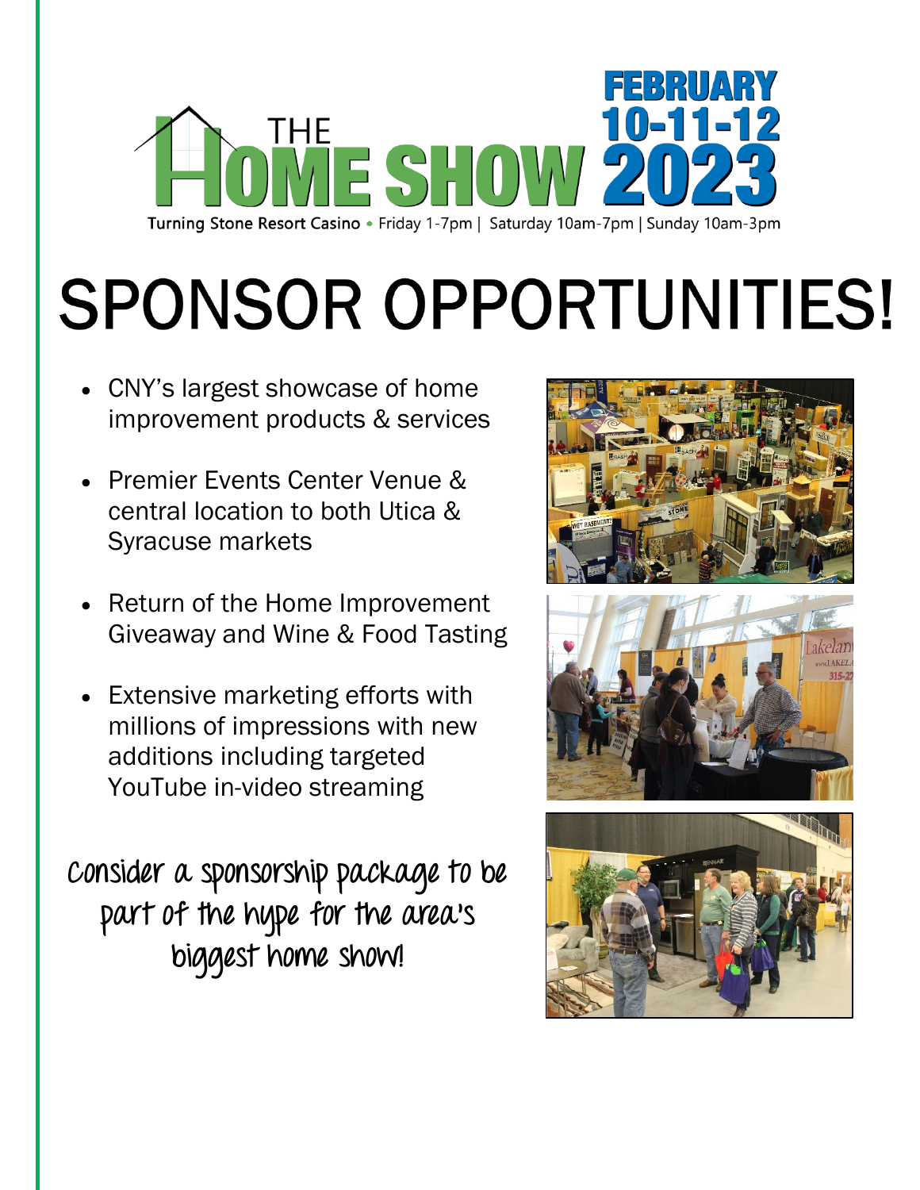# THE HOME SHOW FEBRUARY 10-11-12 2023

Turning Stone Resort Casino • Friday 1-7pm | Saturday 10am-7pm | Sunday 10am-3pm

# SPONSOR OPPORTUNITIES!

- CNY's largest showcase of home improvement products & services
- Premier Events Center Venue & central location to both Utica & Syracuse markets
- Return of the Home Improvement Giveaway and Wine & Food Tasting
- Extensive marketing efforts with millions of impressions with new additions including targeted YouTube in-video streaming

Consider a sponsorship package to be part of the hype for the area's biggest home show!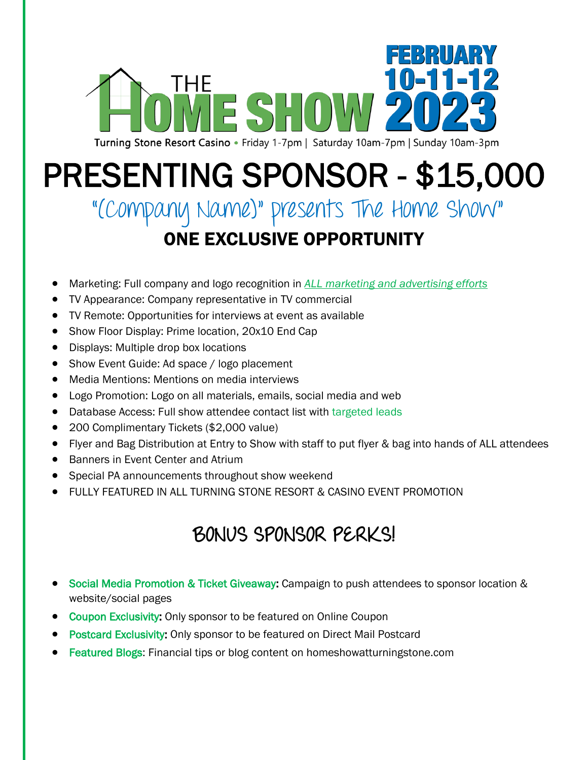# THE HOME SHOW FEBRUARY 10-11-12 2023

Turning Stone Resort Casino • Friday 1-7pm | Saturday 10am-7pm | Sunday 10am-3pm

# PRESENTING SPONSOR - $15,000

## "(Company Name)" presents The Home Show"

## ONE EXCLUSIVE OPPORTUNITY

- Marketing: Full company and logo recognition in *ALL marketing and advertising efforts*
- TV Appearance: Company representative in TV commercial
- TV Remote: Opportunities for interviews at event as available
- Show Floor Display: Prime location, 20x10 End Cap
- Displays: Multiple drop box locations
- Show Event Guide: Ad space / logo placement
- Media Mentions: Mentions on media interviews
- Logo Promotion: Logo on all materials, emails, social media and web
- Database Access: Full show attendee contact list with targeted leads
- 200 Complimentary Tickets ($2,000 value)
- Flyer and Bag Distribution at Entry to Show with staff to put flyer & bag into hands of ALL attendees
- Banners in Event Center and Atrium
- Special PA announcements throughout show weekend
- FULLY FEATURED IN ALL TURNING STONE RESORT & CASINO EVENT PROMOTION

## BONUS SPONSOR PERKS!

- **Social Media Promotion & Ticket Giveaway:** Campaign to push attendees to sponsor location & website/social pages
- **Coupon Exclusivity:** Only sponsor to be featured on Online Coupon
- **Postcard Exclusivity:** Only sponsor to be featured on Direct Mail Postcard
- **Featured Blogs**: Financial tips or blog content on homeshowatturningstone.com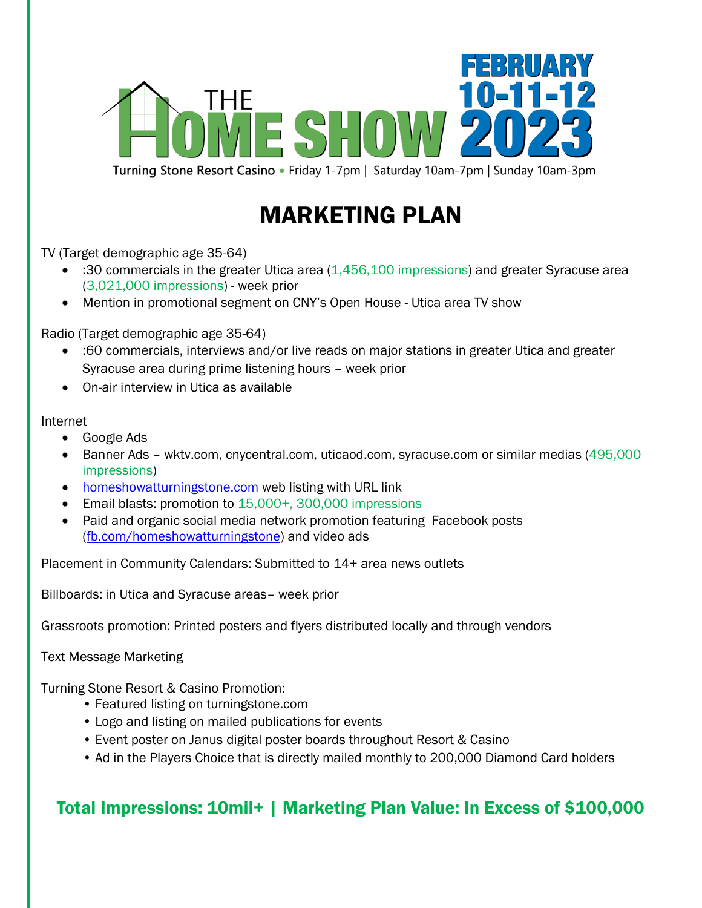# THE HOME SHOW

**FEBRUARY 10-11-12 2023**

Turning Stone Resort Casino • Friday 1-7pm | Saturday 10am-7pm | Sunday 10am-3pm

# MARKETING PLAN

TV (Target demographic age 35-64)

- :30 commercials in the greater Utica area (1,456,100 impressions) and greater Syracuse area (3,021,000 impressions) - week prior
- Mention in promotional segment on CNY's Open House - Utica area TV show

Radio (Target demographic age 35-64)

- :60 commercials, interviews and/or live reads on major stations in greater Utica and greater Syracuse area during prime listening hours – week prior
- On-air interview in Utica as available

Internet

- Google Ads
- Banner Ads – wktv.com, cnycentral.com, uticaod.com, syracuse.com or similar medias (495,000 impressions)
- homeshowatturningstone.com web listing with URL link
- Email blasts: promotion to 15,000+, 300,000 impressions
- Paid and organic social media network promotion featuring Facebook posts (fb.com/homeshowatturningstone) and video ads

Placement in Community Calendars: Submitted to 14+ area news outlets

Billboards: in Utica and Syracuse areas– week prior

Grassroots promotion: Printed posters and flyers distributed locally and through vendors

Text Message Marketing

Turning Stone Resort & Casino Promotion:

- Featured listing on turningstone.com
- Logo and listing on mailed publications for events
- Event poster on Janus digital poster boards throughout Resort & Casino
- Ad in the Players Choice that is directly mailed monthly to 200,000 Diamond Card holders

## Total Impressions: 10mil+ | Marketing Plan Value: In Excess of $100,000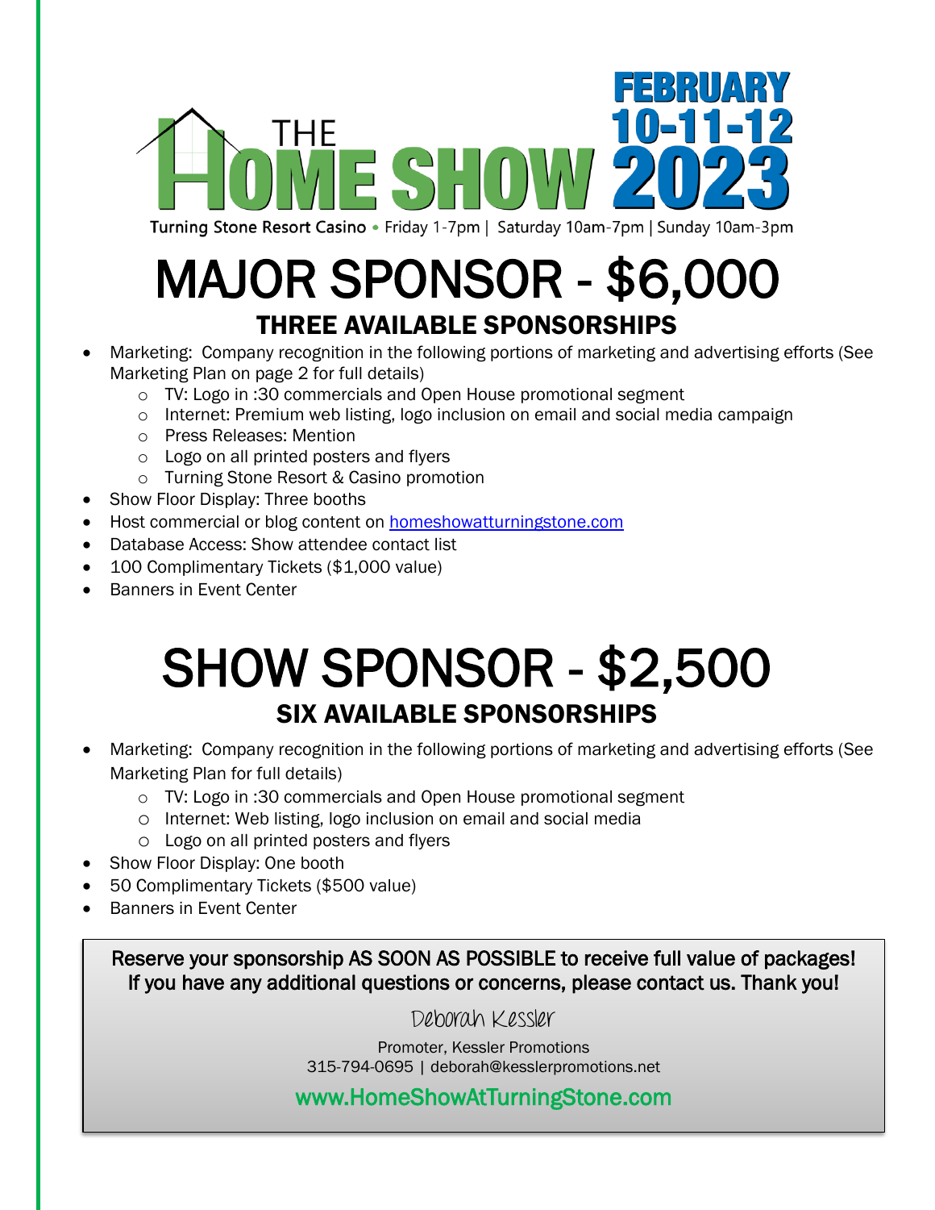# THE HOME SHOW FEBRUARY 10-11-12 2023

Turning Stone Resort Casino • Friday 1-7pm | Saturday 10am-7pm | Sunday 10am-3pm

# MAJOR SPONSOR - $6,000

## THREE AVAILABLE SPONSORSHIPS

- Marketing: Company recognition in the following portions of marketing and advertising efforts (See Marketing Plan on page 2 for full details)
  - TV: Logo in :30 commercials and Open House promotional segment
  - Internet: Premium web listing, logo inclusion on email and social media campaign
  - Press Releases: Mention
  - Logo on all printed posters and flyers
  - Turning Stone Resort & Casino promotion
- Show Floor Display: Three booths
- Host commercial or blog content on homeshowatturningstone.com
- Database Access: Show attendee contact list
- 100 Complimentary Tickets ($1,000 value)
- Banners in Event Center

# SHOW SPONSOR - $2,500

## SIX AVAILABLE SPONSORSHIPS

- Marketing: Company recognition in the following portions of marketing and advertising efforts (See Marketing Plan for full details)
  - TV: Logo in :30 commercials and Open House promotional segment
  - Internet: Web listing, logo inclusion on email and social media
  - Logo on all printed posters and flyers
- Show Floor Display: One booth
- 50 Complimentary Tickets ($500 value)
- Banners in Event Center

Reserve your sponsorship AS SOON AS POSSIBLE to receive full value of packages!
If you have any additional questions or concerns, please contact us. Thank you!

Deborah Kessler

Promoter, Kessler Promotions
315-794-0695 | deborah@kesslerpromotions.net

www.HomeShowAtTurningStone.com